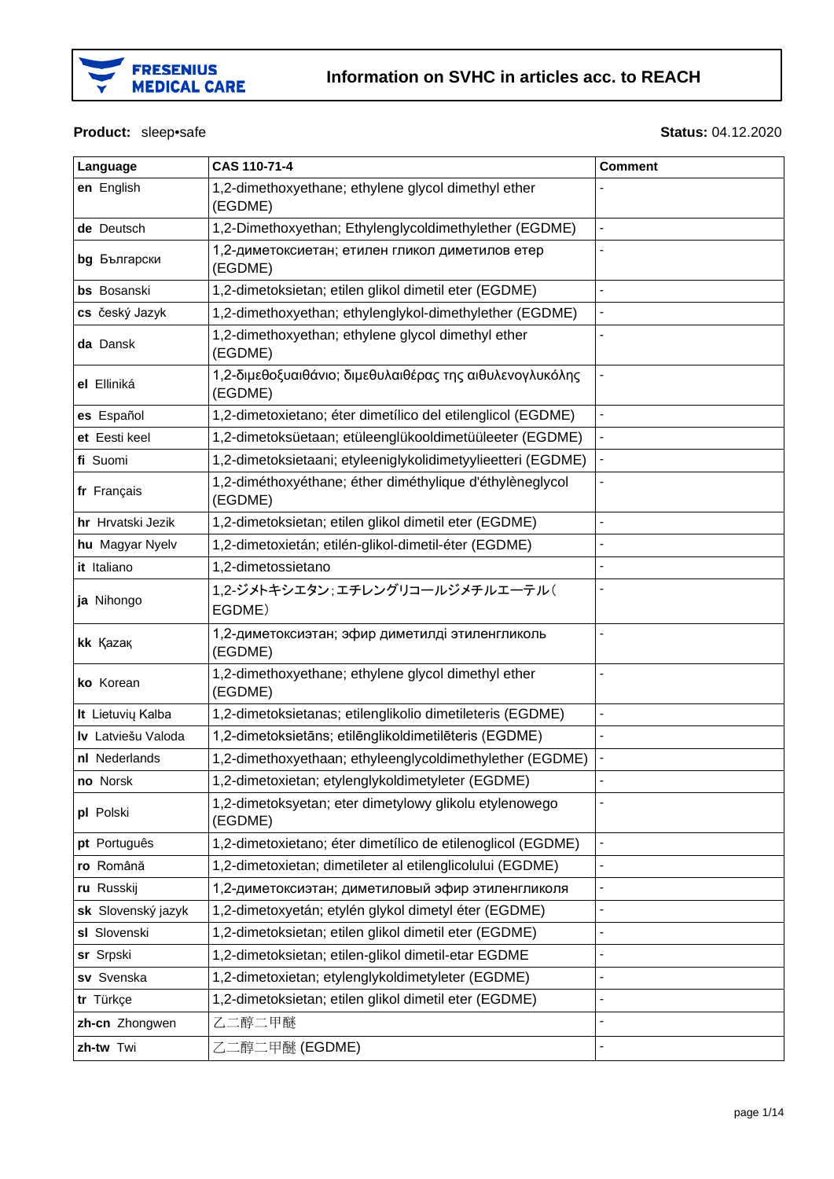**FRESENIUS MEDICAL CARE**

# Information on SVHC in articles acc. to REACH

**Product:** sleep•safe

**Status:** 04.12.2020

| Language | CAS 110-71-4 | Comment |
|---|---|---|
| **en** English | 1,2-dimethoxyethane; ethylene glycol dimethyl ether (EGDME) | - |
| **de** Deutsch | 1,2-Dimethoxyethan; Ethylenglycoldimethylether (EGDME) | - |
| **bg** Български | 1,2-диметоксиетан; етилен гликол диметилов етер (EGDME) | - |
| **bs** Bosanski | 1,2-dimetoksietan; etilen glikol dimetil eter (EGDME) | - |
| **cs** český Jazyk | 1,2-dimethoxyethan; ethylenglykol-dimethylether (EGDME) | - |
| **da** Dansk | 1,2-dimethoxyethan; ethylene glycol dimethyl ether (EGDME) | - |
| **el** Elliniká | 1,2-διμεθοξυαιθάνιο; διμεθυλαιθέρας της αιθυλενογλυκόλης (EGDME) | - |
| **es** Español | 1,2-dimetoxietano; éter dimetílico del etilenglicol (EGDME) | - |
| **et** Eesti keel | 1,2-dimetoksüetaan; etüleenglükooldimetüüleeter (EGDME) | - |
| **fi** Suomi | 1,2-dimetoksietaani; etyleeniglykolidimetyylieetteri (EGDME) | - |
| **fr** Français | 1,2-diméthoxyéthane; éther diméthylique d'éthylèneglycol (EGDME) | - |
| **hr** Hrvatski Jezik | 1,2-dimetoksietan; etilen glikol dimetil eter (EGDME) | - |
| **hu** Magyar Nyelv | 1,2-dimetoxietán; etilén-glikol-dimetil-éter (EGDME) | - |
| **it** Italiano | 1,2-dimetossietano | - |
| **ja** Nihongo | 1,2-ジメトキシエタン;エチレングリコールジメチルエーテル(EGDME) | - |
| **kk** Қазақ | 1,2-диметоксиэтан; эфир диметилді этиленгликоль (EGDME) | - |
| **ko** Korean | 1,2-dimethoxyethane; ethylene glycol dimethyl ether (EGDME) | - |
| **lt** Lietuvių Kalba | 1,2-dimetoksietanas; etilenglikolio dimetileteris (EGDME) | - |
| **lv** Latviešu Valoda | 1,2-dimetoksietāns; etilēnglikoldimetilēteris (EGDME) | - |
| **nl** Nederlands | 1,2-dimethoxyethaan; ethyleenglycoldimethylether (EGDME) | - |
| **no** Norsk | 1,2-dimetoxietan; etylenglykoldimetyleter (EGDME) | - |
| **pl** Polski | 1,2-dimetoksyetan; eter dimetylowy glikolu etylenowego (EGDME) | - |
| **pt** Português | 1,2-dimetoxietano; éter dimetílico de etilenoglicol (EGDME) | - |
| **ro** Română | 1,2-dimetoxietan; dimetileter al etilenglicolului (EGDME) | - |
| **ru** Russkij | 1,2-диметоксиэтан; диметиловый эфир этиленгликоля | - |
| **sk** Slovenský jazyk | 1,2-dimetoxyetán; etylén glykol dimetyl éter (EGDME) | - |
| **sl** Slovenski | 1,2-dimetoksietan; etilen glikol dimetil eter (EGDME) | - |
| **sr** Srpski | 1,2-dimetoksietan; etilen-glikol dimetil-etar EGDME | - |
| **sv** Svenska | 1,2-dimetoxietan; etylenglykoldimetyleter (EGDME) | - |
| **tr** Türkçe | 1,2-dimetoksietan; etilen glikol dimetil eter (EGDME) | - |
| **zh-cn** Zhongwen | 乙二醇二甲醚 | - |
| **zh-tw** Twi | 乙二醇二甲醚 (EGDME) | - |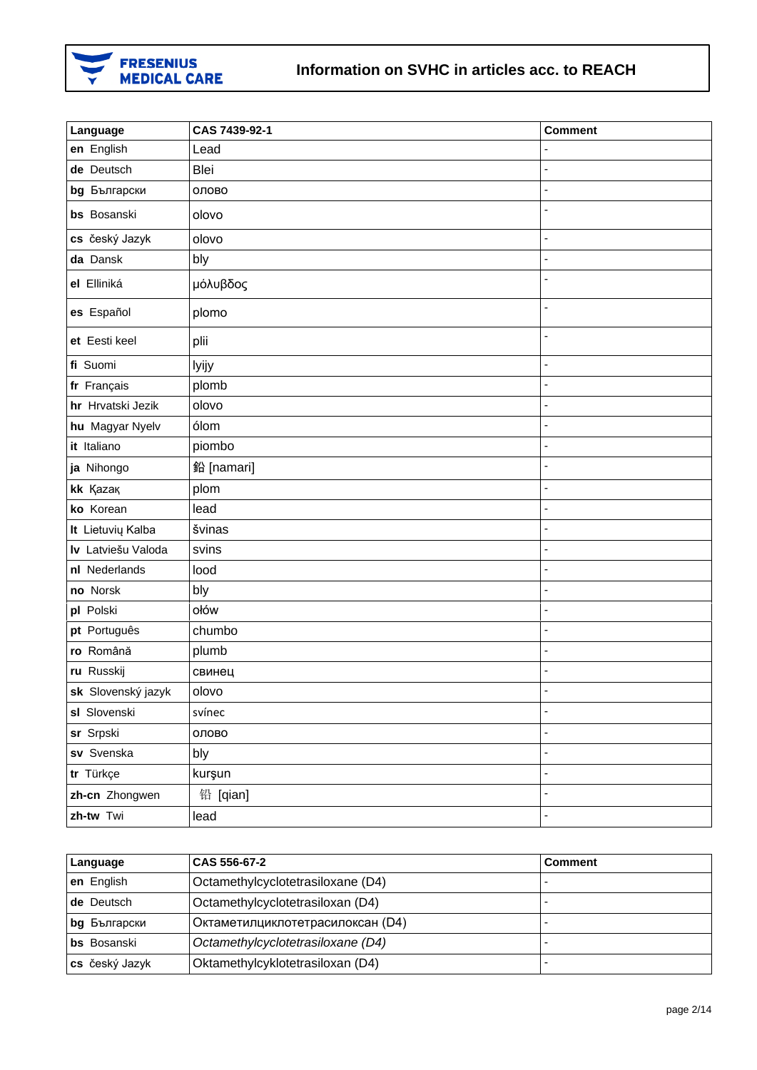| Language | CAS 7439-92-1 | Comment |
| --- | --- | --- |
| **en** English | Lead | - |
| **de** Deutsch | Blei | - |
| **bg** Български | олово | - |
| **bs** Bosanski | olovo | - |
| **cs** český Jazyk | olovo | - |
| **da** Dansk | bly | - |
| **el** Elliniká | μόλυβδος | - |
| **es** Español | plomo | - |
| **et** Eesti keel | plii | - |
| **fi** Suomi | lyijy | - |
| **fr** Français | plomb | - |
| **hr** Hrvatski Jezik | olovo | - |
| **hu** Magyar Nyelv | ólom | - |
| **it** Italiano | piombo | - |
| **ja** Nihongo | 鉛 [namari] | - |
| **kk** Қазақ | plom | - |
| **ko** Korean | lead | - |
| **lt** Lietuvių Kalba | švinas | - |
| **lv** Latviešu Valoda | svins | - |
| **nl** Nederlands | lood | - |
| **no** Norsk | bly | - |
| **pl** Polski | ołów | - |
| **pt** Português | chumbo | - |
| **ro** Română | plumb | - |
| **ru** Russkij | свинец | - |
| **sk** Slovenský jazyk | olovo | - |
| **sl** Slovenski | svínec | - |
| **sr** Srpski | олово | - |
| **sv** Svenska | bly | - |
| **tr** Türkçe | kurşun | - |
| **zh-cn** Zhongwen | 铅 [qian] | - |
| **zh-tw** Twi | lead | - |

| Language | CAS 556-67-2 | Comment |
| --- | --- | --- |
| **en** English | Octamethylcyclotetrasiloxane (D4) | - |
| **de** Deutsch | Octamethylcyclotetrasiloxan (D4) | - |
| **bg** Български | Октаметилциклотетрасилоксан (D4) | - |
| **bs** Bosanski | *Octamethylcyclotetrasiloxane (D4)* | - |
| **cs** český Jazyk | Oktamethylcyklotetrasiloxan (D4) | - |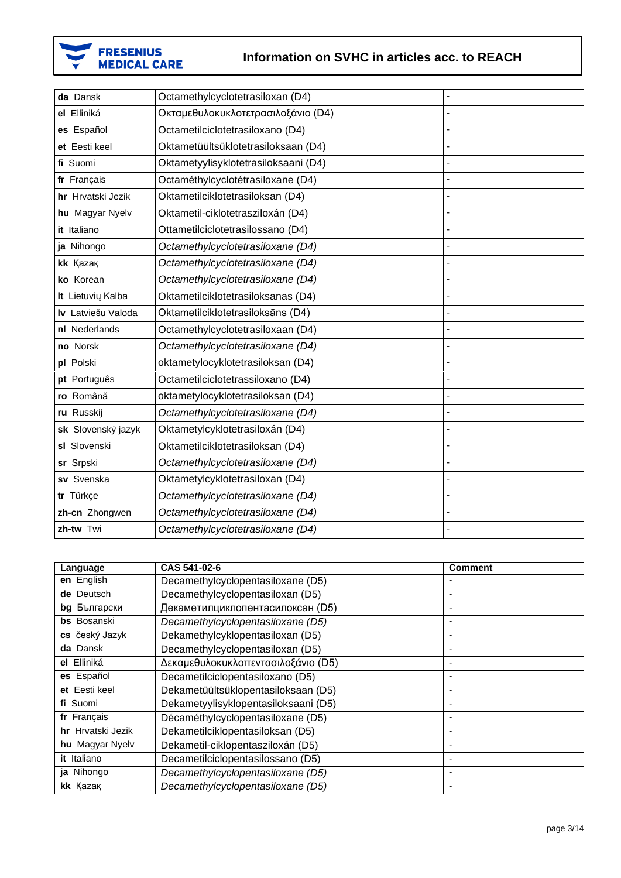| | | |
|---|---|---|
| **da** Dansk | Octamethylcyclotetrasiloxan (D4) | - |
| **el** Elliniká | Οκταμεθυλοκυκλοτετρασιλοξάνιο (D4) | - |
| **es** Español | Octametilciclotetrasiloxano (D4) | - |
| **et** Eesti keel | Oktametüültsüklotetrasiloksaan (D4) | - |
| **fi** Suomi | Oktametyylisyklotetrasiloksaani (D4) | - |
| **fr** Français | Octaméthylcyclotétrasiloxane (D4) | - |
| **hr** Hrvatski Jezik | Oktametilciklotetrasiloksan (D4) | - |
| **hu** Magyar Nyelv | Oktametil-ciklotetrasziloxán (D4) | - |
| **it** Italiano | Ottametilciclotetrasilossano (D4) | - |
| **ja** Nihongo | *Octamethylcyclotetrasiloxane (D4)* | - |
| **kk** Қазақ | *Octamethylcyclotetrasiloxane (D4)* | - |
| **ko** Korean | *Octamethylcyclotetrasiloxane (D4)* | - |
| **lt** Lietuvių Kalba | Oktametilciklotetrasiloksanas (D4) | - |
| **lv** Latviešu Valoda | Oktametilciklotetrasiloksāns (D4) | - |
| **nl** Nederlands | Octamethylcyclotetrasiloxaan (D4) | - |
| **no** Norsk | *Octamethylcyclotetrasiloxane (D4)* | - |
| **pl** Polski | oktametylocyklotetrasiloksan (D4) | - |
| **pt** Português | Octametilciclotetrassiloxano (D4) | - |
| **ro** Română | oktametylocyklotetrasiloksan (D4) | - |
| **ru** Russkij | *Octamethylcyclotetrasiloxane (D4)* | - |
| **sk** Slovenský jazyk | Oktametylcyklotetrasiloxán (D4) | - |
| **sl** Slovenski | Oktametilciklotetrasiloksan (D4) | - |
| **sr** Srpski | *Octamethylcyclotetrasiloxane (D4)* | - |
| **sv** Svenska | Oktametylcyklotetrasiloxan (D4) | - |
| **tr** Türkçe | *Octamethylcyclotetrasiloxane (D4)* | - |
| **zh-cn** Zhongwen | *Octamethylcyclotetrasiloxane (D4)* | - |
| **zh-tw** Twi | *Octamethylcyclotetrasiloxane (D4)* | - |

| Language | CAS 541-02-6 | Comment |
|---|---|---|
| **en** English | Decamethylcyclopentasiloxane (D5) | - |
| **de** Deutsch | Decamethylcyclopentasiloxan (D5) | - |
| **bg** Български | Декаметилциклопентасилоксан (D5) | - |
| **bs** Bosanski | *Decamethylcyclopentasiloxane (D5)* | - |
| **cs** český Jazyk | Dekamethylcyklopentasiloxan (D5) | - |
| **da** Dansk | Decamethylcyclopentasiloxan (D5) | - |
| **el** Elliniká | Δεκαμεθυλοκυκλοπεντασιλοξάνιο (D5) | - |
| **es** Español | Decametilciclopentasiloxano (D5) | - |
| **et** Eesti keel | Dekametüültsüklopentasiloksaan (D5) | - |
| **fi** Suomi | Dekametyylisyklopentasiloksaani (D5) | - |
| **fr** Français | Décaméthylcyclopentasiloxane (D5) | - |
| **hr** Hrvatski Jezik | Dekametilciklopentasiloksan (D5) | - |
| **hu** Magyar Nyelv | Dekametil-ciklopentasziloxán (D5) | - |
| **it** Italiano | Decametilciclopentasilossano (D5) | - |
| **ja** Nihongo | *Decamethylcyclopentasiloxane (D5)* | - |
| **kk** Қазақ | *Decamethylcyclopentasiloxane (D5)* | - |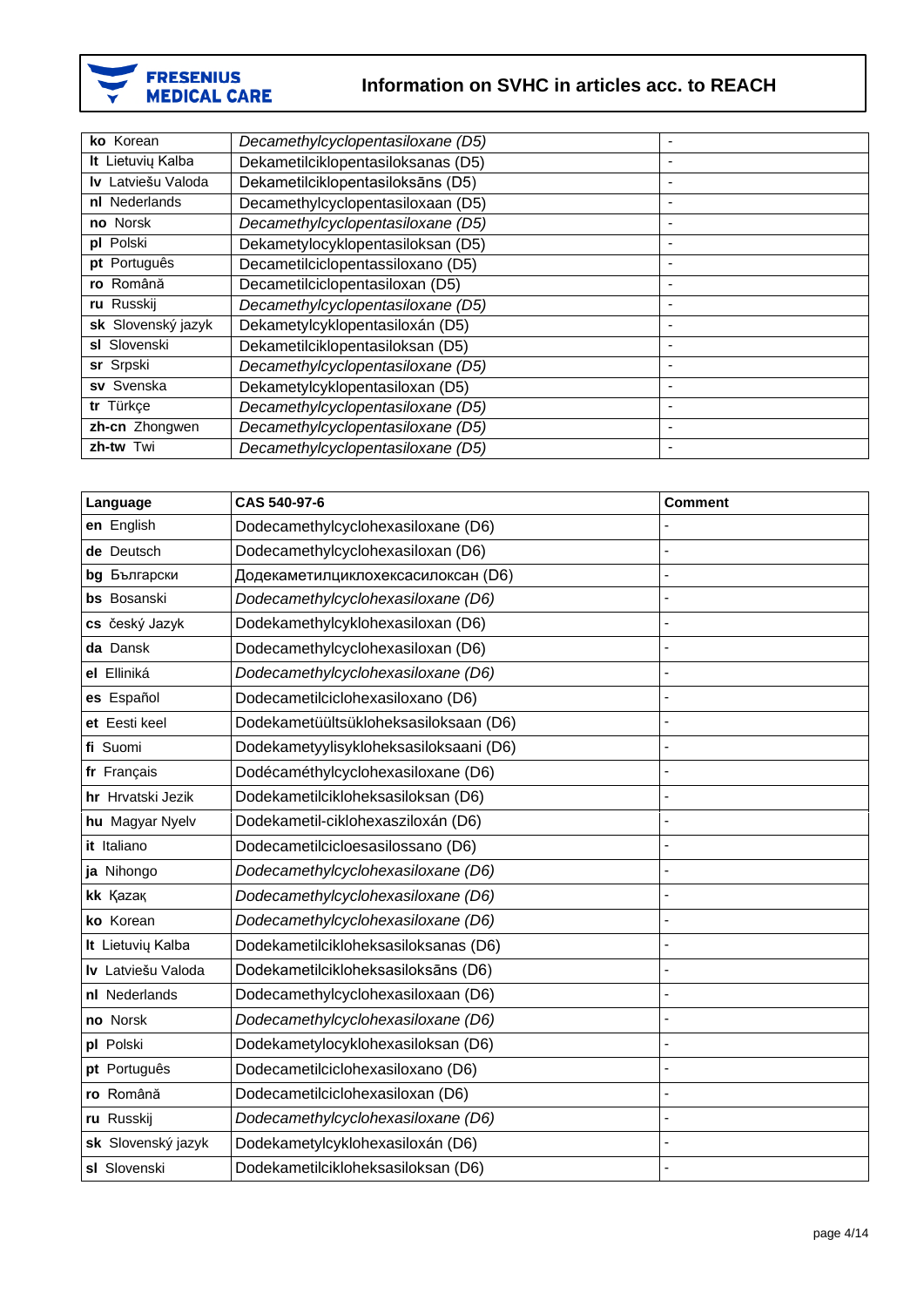| | | |
|---|---|---|
| **ko** Korean | *Decamethylcyclopentasiloxane (D5)* | - |
| **lt** Lietuvių Kalba | Dekametilciklopentasiloksanas (D5) | - |
| **lv** Latviešu Valoda | Dekametilciklopentasiloksāns (D5) | - |
| **nl** Nederlands | Decamethylcyclopentasiloxaan (D5) | - |
| **no** Norsk | *Decamethylcyclopentasiloxane (D5)* | - |
| **pl** Polski | Dekametylocyklopentasiloksan (D5) | - |
| **pt** Português | Decametilciclopentassiloxano (D5) | - |
| **ro** Română | Decametilciclopentasiloxan (D5) | - |
| **ru** Russkij | *Decamethylcyclopentasiloxane (D5)* | - |
| **sk** Slovenský jazyk | Dekametylcyklopentasiloxán (D5) | - |
| **sl** Slovenski | Dekametilciklopentasiloksan (D5) | - |
| **sr** Srpski | *Decamethylcyclopentasiloxane (D5)* | - |
| **sv** Svenska | Dekametylcyklopentasiloxan (D5) | - |
| **tr** Türkçe | *Decamethylcyclopentasiloxane (D5)* | - |
| **zh-cn** Zhongwen | *Decamethylcyclopentasiloxane (D5)* | - |
| **zh-tw** Twi | *Decamethylcyclopentasiloxane (D5)* | - |

| Language | CAS 540-97-6 | Comment |
|---|---|---|
| **en** English | Dodecamethylcyclohexasiloxane (D6) | - |
| **de** Deutsch | Dodecamethylcyclohexasiloxan (D6) | - |
| **bg** Български | Додекаметилциклохексасилоксан (D6) | - |
| **bs** Bosanski | *Dodecamethylcyclohexasiloxane (D6)* | - |
| **cs** český Jazyk | Dodekamethylcyklohexasiloxan (D6) | - |
| **da** Dansk | Dodecamethylcyclohexasiloxan (D6) | - |
| **el** Elliniká | *Dodecamethylcyclohexasiloxane (D6)* | - |
| **es** Español | Dodecametilciclohexasiloxano (D6) | - |
| **et** Eesti keel | Dodekametüültsükloheksasiloksaan (D6) | - |
| **fi** Suomi | Dodekametyylisykloheksasiloksaani (D6) | - |
| **fr** Français | Dodécaméthylcyclohexasiloxane (D6) | - |
| **hr** Hrvatski Jezik | Dodekametilcikloheksasiloksan (D6) | - |
| **hu** Magyar Nyelv | Dodekametil-ciklohexaszilоxán (D6) | - |
| **it** Italiano | Dodecametilcicloesasilossano (D6) | - |
| **ja** Nihongo | *Dodecamethylcyclohexasiloxane (D6)* | - |
| **kk** Қазақ | *Dodecamethylcyclohexasiloxane (D6)* | - |
| **ko** Korean | *Dodecamethylcyclohexasiloxane (D6)* | - |
| **lt** Lietuvių Kalba | Dodekametilcikloheksasiloksanas (D6) | - |
| **lv** Latviešu Valoda | Dodekametilcikloheksasiloksāns (D6) | - |
| **nl** Nederlands | Dodecamethylcyclohexasiloxaan (D6) | - |
| **no** Norsk | *Dodecamethylcyclohexasiloxane (D6)* | - |
| **pl** Polski | Dodekametylocyklohexasiloksan (D6) | - |
| **pt** Português | Dodecametilciclohexasiloxano (D6) | - |
| **ro** Română | Dodecametilciclohexasiloxan (D6) | - |
| **ru** Russkij | *Dodecamethylcyclohexasiloxane (D6)* | - |
| **sk** Slovenský jazyk | Dodekametylcyklohexasiloxán (D6) | - |
| **sl** Slovenski | Dodekametilcikloheksasiloksan (D6) | - |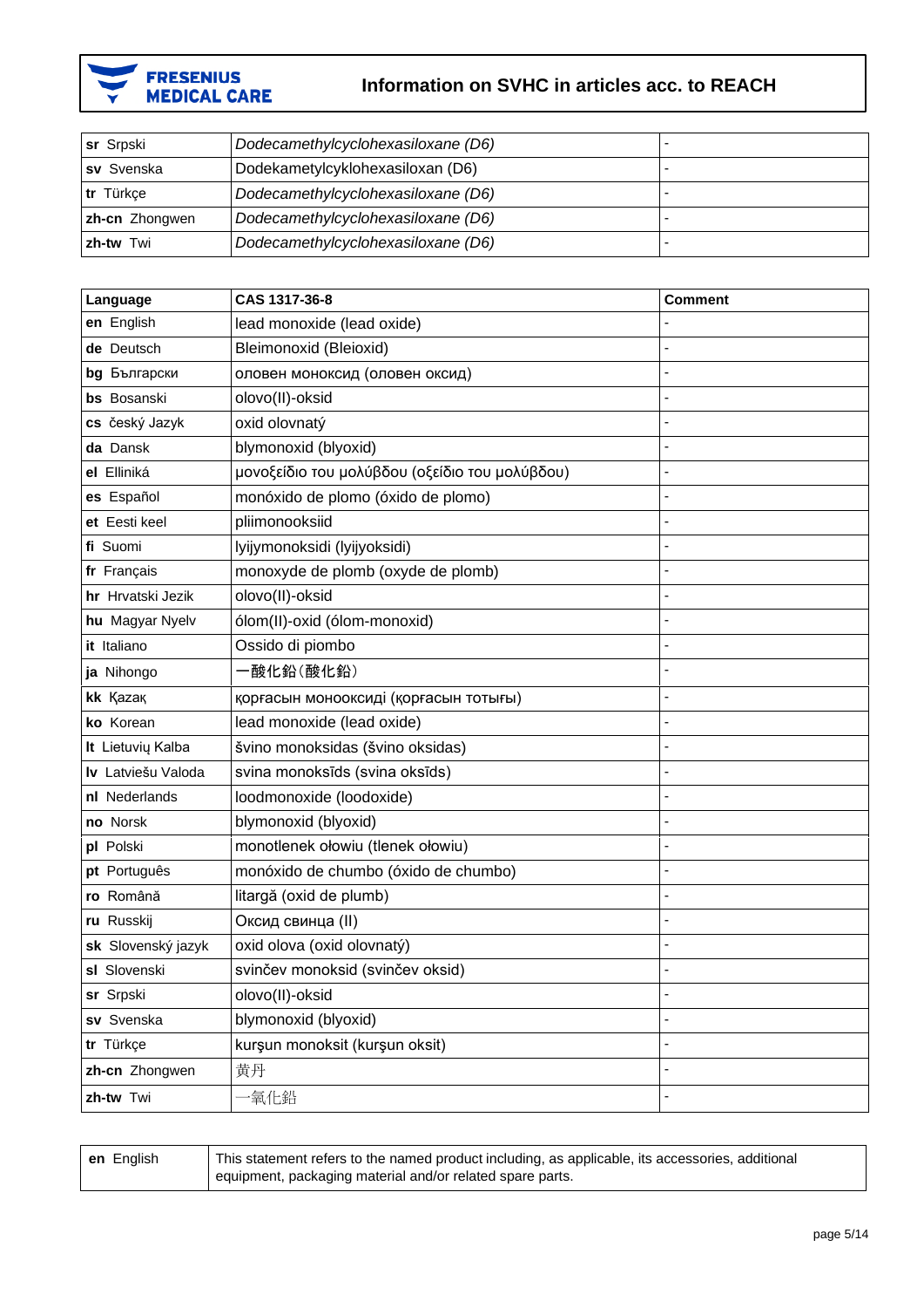| | | |
|---|---|---|
| **sr** Srpski | *Dodecamethylcyclohexasiloxane (D6)* | - |
| **sv** Svenska | Dodekametylcyklohexasiloxan (D6) | - |
| **tr** Türkçe | *Dodecamethylcyclohexasiloxane (D6)* | - |
| **zh-cn** Zhongwen | *Dodecamethylcyclohexasiloxane (D6)* | - |
| **zh-tw** Twi | *Dodecamethylcyclohexasiloxane (D6)* | - |

| **Language** | **CAS 1317-36-8** | **Comment** |
|---|---|---|
| **en** English | lead monoxide (lead oxide) | - |
| **de** Deutsch | Bleimonoxid (Bleioxid) | - |
| **bg** Български | оловен моноксид (оловен оксид) | - |
| **bs** Bosanski | olovo(II)-oksid | - |
| **cs** český Jazyk | oxid olovnatý | - |
| **da** Dansk | blymonoxid (blyoxid) | - |
| **el** Elliniká | μονοξείδιο του μολύβδου (οξείδιο του μολύβδου) | - |
| **es** Español | monóxido de plomo (óxido de plomo) | - |
| **et** Eesti keel | pliimonooksiid | - |
| **fi** Suomi | lyijymonoksidi (lyijyoksidi) | - |
| **fr** Français | monoxyde de plomb (oxyde de plomb) | - |
| **hr** Hrvatski Jezik | olovo(II)-oksid | - |
| **hu** Magyar Nyelv | ólom(II)-oxid (ólom-monoxid) | - |
| **it** Italiano | Ossido di piombo | - |
| **ja** Nihongo | 一酸化鉛(酸化鉛) | - |
| **kk** Қазақ | қорғасын моноксиді (қорғасын тотығы) | - |
| **ko** Korean | lead monoxide (lead oxide) | - |
| **lt** Lietuvių Kalba | švino monoksidas (švino oksidas) | - |
| **lv** Latviešu Valoda | svina monoksīds (svina oksīds) | - |
| **nl** Nederlands | loodmonoxide (loodoxide) | - |
| **no** Norsk | blymonoxid (blyoxid) | - |
| **pl** Polski | monotlenek ołowiu (tlenek ołowiu) | - |
| **pt** Português | monóxido de chumbo (óxido de chumbo) | - |
| **ro** Română | litargă (oxid de plumb) | - |
| **ru** Russkij | Оксид свинца (II) | - |
| **sk** Slovenský jazyk | oxid olova (oxid olovnatý) | - |
| **sl** Slovenski | svinčev monoksid (svinčev oksid) | - |
| **sr** Srpski | olovo(II)-oksid | - |
| **sv** Svenska | blymonoxid (blyoxid) | - |
| **tr** Türkçe | kurşun monoksit (kurşun oksit) | - |
| **zh-cn** Zhongwen | 黄丹 | - |
| **zh-tw** Twi | 一氧化鉛 | - |

| | |
|---|---|
| **en** English | This statement refers to the named product including, as applicable, its accessories, additional equipment, packaging material and/or related spare parts. |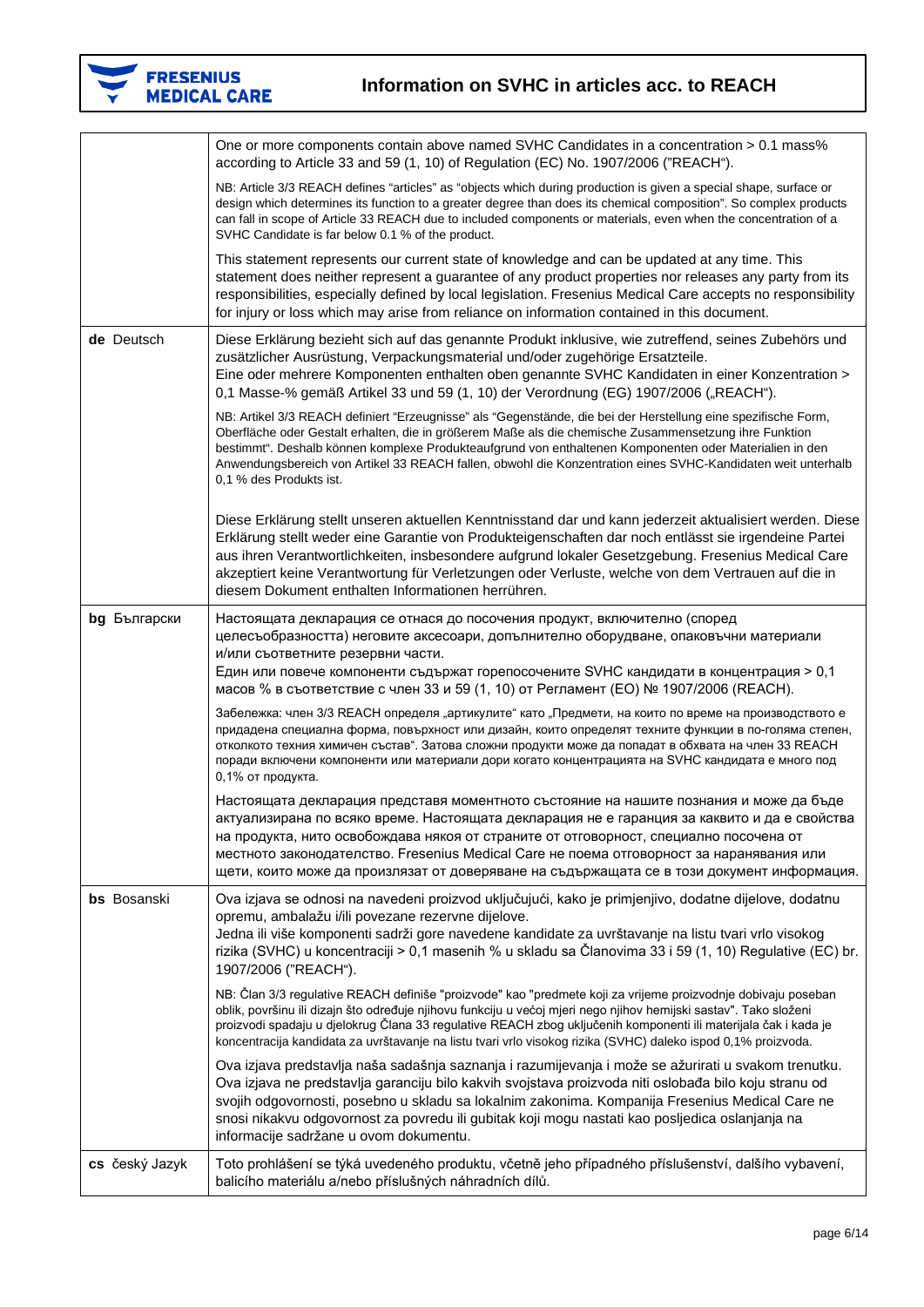| | |
|---|---|
| | One or more components contain above named SVHC Candidates in a concentration > 0.1 mass% according to Article 33 and 59 (1, 10) of Regulation (EC) No. 1907/2006 ("REACH"). <br><br> NB: Article 3/3 REACH defines "articles" as "objects which during production is given a special shape, surface or design which determines its function to a greater degree than does its chemical composition". So complex products can fall in scope of Article 33 REACH due to included components or materials, even when the concentration of a SVHC Candidate is far below 0.1 % of the product. <br><br> This statement represents our current state of knowledge and can be updated at any time. This statement does neither represent a guarantee of any product properties nor releases any party from its responsibilities, especially defined by local legislation. Fresenius Medical Care accepts no responsibility for injury or loss which may arise from reliance on information contained in this document. |
| **de** Deutsch | Diese Erklärung bezieht sich auf das genannte Produkt inklusive, wie zutreffend, seines Zubehörs und zusätzlicher Ausrüstung, Verpackungsmaterial und/oder zugehörige Ersatzteile. <br> Eine oder mehrere Komponenten enthalten oben genannte SVHC Kandidaten in einer Konzentration > 0,1 Masse-% gemäß Artikel 33 und 59 (1, 10) der Verordnung (EG) 1907/2006 („REACH"). <br><br> NB: Artikel 3/3 REACH definiert "Erzeugnisse" als "Gegenstände, die bei der Herstellung eine spezifische Form, Oberfläche oder Gestalt erhalten, die in größerem Maße als die chemische Zusammensetzung ihre Funktion bestimmt". Deshalb können komplexe Produkteaufgrund von enthaltenen Komponenten oder Materialien in den Anwendungsbereich von Artikel 33 REACH fallen, obwohl die Konzentration eines SVHC-Kandidaten weit unterhalb 0,1 % des Produkts ist. <br><br> Diese Erklärung stellt unseren aktuellen Kenntnisstand dar und kann jederzeit aktualisiert werden. Diese Erklärung stellt weder eine Garantie von Produkteigenschaften dar noch entlässt sie irgendeine Partei aus ihren Verantwortlichkeiten, insbesondere aufgrund lokaler Gesetzgebung. Fresenius Medical Care akzeptiert keine Verantwortung für Verletzungen oder Verluste, welche von dem Vertrauen auf die in diesem Dokument enthalten Informationen herrühren. |
| **bg** Български | Настоящата декларация се отнася до посочения продукт, включително (според целесъобразността) неговите аксесоари, допълнително оборудване, опаковъчни материали и/или съответните резервни части. <br> Един или повече компоненти съдържат горепосочените SVHC кандидати в концентрация > 0,1 масов % в съответствие с член 33 и 59 (1, 10) от Регламент (ЕО) № 1907/2006 (REACH). <br><br> Забележка: член 3/3 REACH определя „артикулите" като „Предмети, на които по време на производството е придадена специална форма, повърхност или дизайн, които определят техните функции в по-голяма степен, отколкото техния химичен състав". Затова сложни продукти може да попадат в обхвата на член 33 REACH поради включени компоненти или материали дори когато концентрацията на SVHC кандидата е много под 0,1% от продукта. <br><br> Настоящата декларация представя моментното състояние на нашите познания и може да бъде актуализирана по всяко време. Настоящата декларация не е гаранция за каквито и да е свойства на продукта, нито освобождава някоя от страните от отговорност, специално посочена от местното законодателство. Fresenius Medical Care не поема отговорност за наранявания или щети, които може да произлязат от доверяване на съдържащата се в този документ информация. |
| **bs** Bosanski | Ova izjava se odnosi na navedeni proizvod uključujući, kako je primjenjivo, dodatne dijelove, dodatnu opremu, ambalažu i/ili povezane rezervne dijelove. <br> Jedna ili više komponenti sadrži gore navedene kandidate za uvrštavanje na listu tvari vrlo visokog rizika (SVHC) u koncentraciji > 0,1 masenih % u skladu sa Članovima 33 i 59 (1, 10) Regulative (EC) br. 1907/2006 ("REACH"). <br><br> NB: Član 3/3 regulative REACH definiše "proizvode" kao "predmete koji za vrijeme proizvodnje dobivaju poseban oblik, površinu ili dizajn što određuje njihovu funkciju u većoj mjeri nego njihov hemijski sastav". Tako složeni proizvodi spadaju u djelokrug Člana 33 regulative REACH zbog uključenih komponenti ili materijala čak i kada je koncentracija kandidata za uvrštavanje na listu tvari vrlo visokog rizika (SVHC) daleko ispod 0,1% proizvoda. <br><br> Ova izjava predstavlja naša sadašnja saznanja i razumijevanja i može se ažurirati u svakom trenutku. Ova izjava ne predstavlja garanciju bilo kakvih svojstava proizvoda niti oslobađa bilo koju stranu od svojih odgovornosti, posebno u skladu sa lokalnim zakonima. Kompanija Fresenius Medical Care ne snosi nikakvu odgovornost za povredu ili gubitak koji mogu nastati kao posljedica oslanjanja na informacije sadržane u ovom dokumentu. |
| **cs** český Jazyk | Toto prohlášení se týká uvedeného produktu, včetně jeho případného příslušenství, dalšího vybavení, balicího materiálu a/nebo příslušných náhradních dílů. |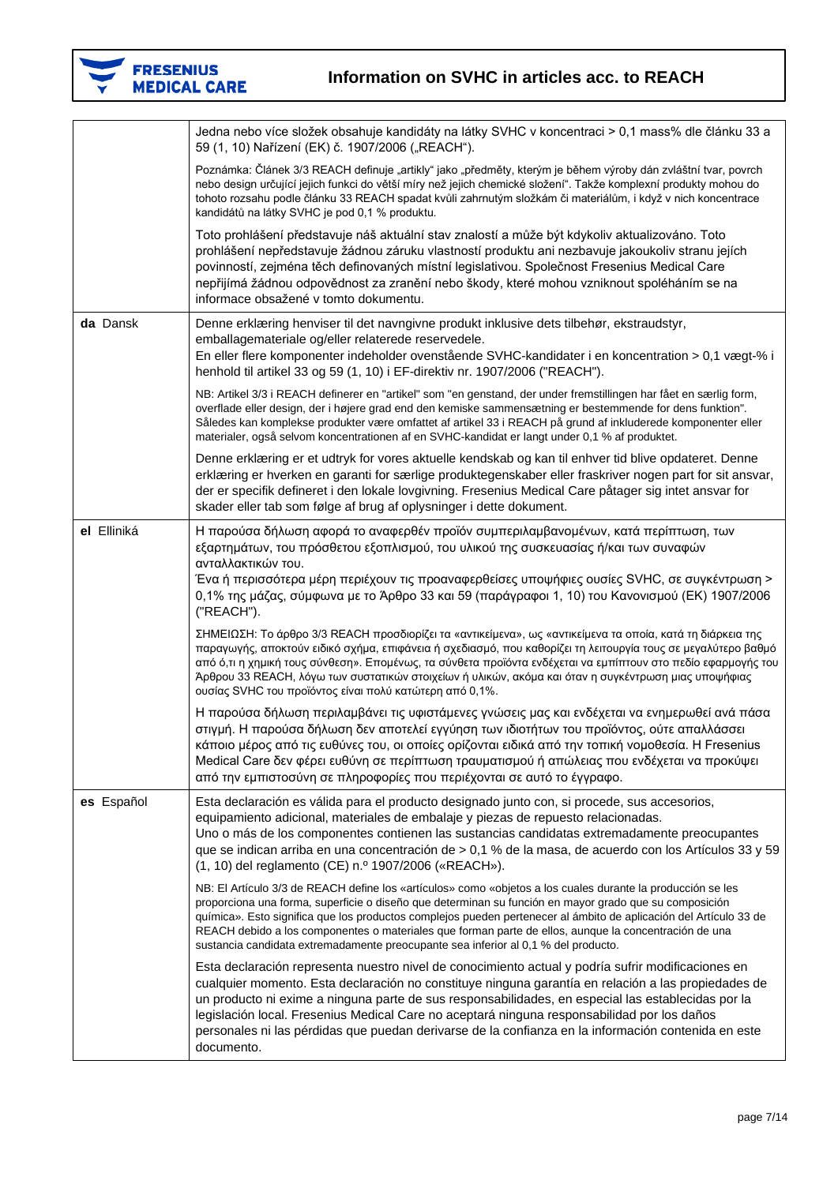| | |
|---|---|
| | Jedna nebo více složek obsahuje kandidáty na látky SVHC v koncentraci > 0,1 mass% dle článku 33 a 59 (1, 10) Nařízení (EK) č. 1907/2006 („REACH“).<br><br>Poznámka: Článek 3/3 REACH definuje „artikly“ jako „předměty, kterým je během výroby dán zvláštní tvar, povrch nebo design určující jejich funkci do větší míry než jejich chemické složení“. Takže komplexní produkty mohou do tohoto rozsahu podle článku 33 REACH spadat kvůli zahrnutým složkám či materiálům, i když v nich koncentrace kandidátů na látky SVHC je pod 0,1 % produktu.<br><br>Toto prohlášení představuje náš aktuální stav znalostí a může být kdykoliv aktualizováno. Toto prohlášení nepředstavuje žádnou záruku vlastností produktu ani nezbavuje jakoukoliv stranu jejích povinností, zejména těch definovaných místní legislativou. Společnost Fresenius Medical Care nepřijímá žádnou odpovědnost za zranění nebo škody, které mohou vzniknout spoléháním se na informace obsažené v tomto dokumentu. |
| **da** Dansk | Denne erklæring henviser til det navngivne produkt inklusive dets tilbehør, ekstraudstyr, emballagemateriale og/eller relaterede reservedele.<br>En eller flere komponenter indeholder ovenstående SVHC-kandidater i en koncentration > 0,1 vægt-% i henhold til artikel 33 og 59 (1, 10) i EF-direktiv nr. 1907/2006 ("REACH").<br><br>NB: Artikel 3/3 i REACH definerer en "artikel" som "en genstand, der under fremstillingen har fået en særlig form, overflade eller design, der i højere grad end den kemiske sammensætning er bestemmende for dens funktion". Således kan komplekse produkter være omfattet af artikel 33 i REACH på grund af inkluderede komponenter eller materialer, også selvom koncentrationen af en SVHC-kandidat er langt under 0,1 % af produktet.<br><br>Denne erklæring er et udtryk for vores aktuelle kendskab og kan til enhver tid blive opdateret. Denne erklæring er hverken en garanti for særlige produktegenskaber eller fraskriver nogen part for sit ansvar, der er specifik defineret i den lokale lovgivning. Fresenius Medical Care påtager sig intet ansvar for skader eller tab som følge af brug af oplysninger i dette dokument. |
| **el** Elliniká | Η παρούσα δήλωση αφορά το αναφερθέν προϊόν συμπεριλαμβανομένων, κατά περίπτωση, των εξαρτημάτων, του πρόσθετου εξοπλισμού, του υλικού της συσκευασίας ή/και των συναφών ανταλλακτικών του.<br>Ένα ή περισσότερα μέρη περιέχουν τις προαναφερθείσες υποψήφιες ουσίες SVHC, σε συγκέντρωση > 0,1% της μάζας, σύμφωνα με το Άρθρο 33 και 59 (παράγραφοι 1, 10) του Κανονισμού (ΕΚ) 1907/2006 ("REACH").<br><br>ΣΗΜΕΙΩΣΗ: Το άρθρο 3/3 REACH προσδιορίζει τα «αντικείμενα», ως «αντικείμενα τα οποία, κατά τη διάρκεια της παραγωγής, αποκτούν ειδικό σχήμα, επιφάνεια ή σχεδιασμό, που καθορίζει τη λειτουργία τους σε μεγαλύτερο βαθμό από ό,τι η χημική τους σύνθεση». Επομένως, τα σύνθετα προϊόντα ενδέχεται να εμπίπτουν στο πεδίο εφαρμογής του Άρθρου 33 REACH, λόγω των συστατικών στοιχείων ή υλικών, ακόμα και όταν η συγκέντρωση μιας υποψήφιας ουσίας SVHC του προϊόντος είναι πολύ κατώτερη από 0,1%.<br><br>Η παρούσα δήλωση περιλαμβάνει τις υφιστάμενες γνώσεις μας και ενδέχεται να ενημερωθεί ανά πάσα στιγμή. Η παρούσα δήλωση δεν αποτελεί εγγύηση των ιδιοτήτων του προϊόντος, ούτε απαλλάσσει κάποιο μέρος από τις ευθύνες του, οι οποίες ορίζονται ειδικά από την τοπική νομοθεσία. Η Fresenius Medical Care δεν φέρει ευθύνη σε περίπτωση τραυματισμού ή απώλειας που ενδέχεται να προκύψει από την εμπιστοσύνη σε πληροφορίες που περιέχονται σε αυτό το έγγραφο. |
| **es** Español | Esta declaración es válida para el producto designado junto con, si procede, sus accesorios, equipamiento adicional, materiales de embalaje y piezas de repuesto relacionadas.<br>Uno o más de los componentes contienen las sustancias candidatas extremadamente preocupantes que se indican arriba en una concentración de > 0,1 % de la masa, de acuerdo con los Artículos 33 y 59 (1, 10) del reglamento (CE) n.º 1907/2006 («REACH»).<br><br>NB: El Artículo 3/3 de REACH define los «artículos» como «objetos a los cuales durante la producción se les proporciona una forma, superficie o diseño que determinan su función en mayor grado que su composición química». Esto significa que los productos complejos pueden pertenecer al ámbito de aplicación del Artículo 33 de REACH debido a los componentes o materiales que forman parte de ellos, aunque la concentración de una sustancia candidata extremadamente preocupante sea inferior al 0,1 % del producto.<br><br>Esta declaración representa nuestro nivel de conocimiento actual y podría sufrir modificaciones en cualquier momento. Esta declaración no constituye ninguna garantía en relación a las propiedades de un producto ni exime a ninguna parte de sus responsabilidades, en especial las establecidas por la legislación local. Fresenius Medical Care no aceptará ninguna responsabilidad por los daños personales ni las pérdidas que puedan derivarse de la confianza en la información contenida en este documento. |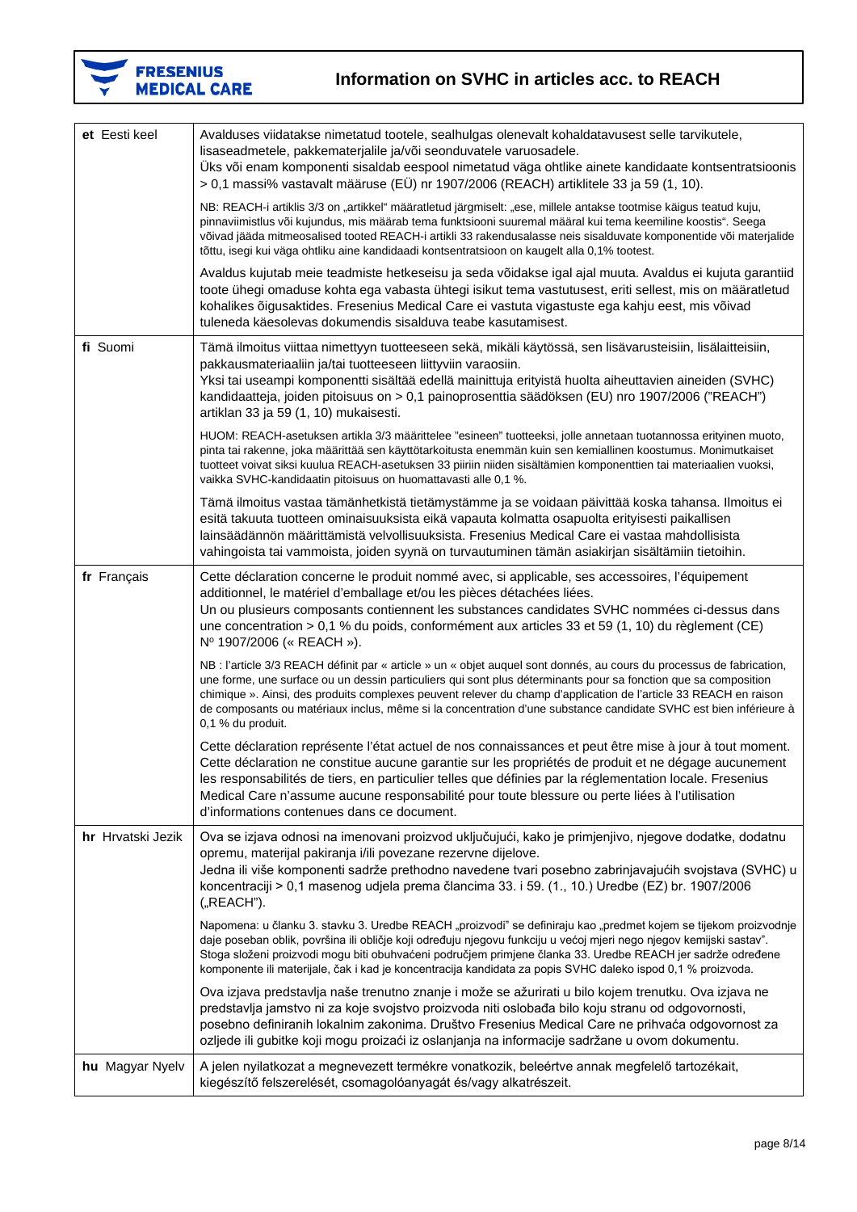| | |
|---|---|
| **et** Eesti keel | Avalduses viidatakse nimetatud tootele, sealhulgas olenevalt kohaldatavusest selle tarvikutele, lisaseadmetele, pakkematerjalile ja/või seonduvatele varuosadele.<br>Üks või enam komponenti sisaldab eespool nimetatud väga ohtlike ainete kandidaate kontsentratsioonis > 0,1 massi% vastavalt määruse (EÜ) nr 1907/2006 (REACH) artiklitele 33 ja 59 (1, 10).<br><br>NB: REACH-i artiklis 3/3 on „artikkel“ määratletud järgmiselt: „ese, millele antakse tootmise käigus teatud kuju, pinnaviimistlus või kujundus, mis määrab tema funktsiooni suuremal määral kui tema keemiline koostis“. Seega võivad jääda mitmeosalised tooted REACH-i artikli 33 rakendusalasse neis sisalduvate komponentide või materjalide tõttu, isegi kui väga ohtliku aine kandidaadi kontsentratsioon on kaugelt alla 0,1% tootest.<br><br>Avaldus kujutab meie teadmiste hetkeseisu ja seda võidakse igal ajal muuta. Avaldus ei kujuta garantiid toote ühegi omaduse kohta ega vabasta ühtegi isikut tema vastutusest, eriti sellest, mis on määratletud kohalikes õigusaktides. Fresenius Medical Care ei vastuta vigastuste ega kahju eest, mis võivad tuleneda käesolevas dokumendis sisalduva teabe kasutamisest. |
| **fi** Suomi | Tämä ilmoitus viittaa nimettyyn tuotteeseen sekä, mikäli käytössä, sen lisävarusteisiin, lisälaitteisiin, pakkausmateriaaliin ja/tai tuotteeseen liittyviin varaosiin.<br>Yksi tai useampi komponentti sisältää edellä mainittuja erityistä huolta aiheuttavien aineiden (SVHC) kandidaatteja, joiden pitoisuus on > 0,1 painoprosenttia säädöksen (EU) nro 1907/2006 ("REACH") artiklan 33 ja 59 (1, 10) mukaisesti.<br><br>HUOM: REACH-asetuksen artikla 3/3 määrittelee "esineen" tuotteeksi, jolle annetaan tuotannossa erityinen muoto, pinta tai rakenne, joka määrittää sen käyttötarkoitusta enemmän kuin sen kemiallinen koostumus. Monimutkaiset tuotteet voivat siksi kuulua REACH-asetuksen 33 piiriin niiden sisältämien komponenttien tai materiaalien vuoksi, vaikka SVHC-kandidaatin pitoisuus on huomattavasti alle 0,1 %.<br><br>Tämä ilmoitus vastaa tämänhetkistä tietämystämme ja se voidaan päivittää koska tahansa. Ilmoitus ei esitä takuuta tuotteen ominaisuuksista eikä vapauta kolmatta osapuolta erityisesti paikallisen lainsäädännön määrittämistä velvollisuuksista. Fresenius Medical Care ei vastaa mahdollisista vahingoista tai vammoista, joiden syynä on turvautuminen tämän asiakirjan sisältämiin tietoihin. |
| **fr** Français | Cette déclaration concerne le produit nommé avec, si applicable, ses accessoires, l'équipement additionnel, le matériel d'emballage et/ou les pièces détachées liées.<br>Un ou plusieurs composants contiennent les substances candidates SVHC nommées ci-dessus dans une concentration > 0,1 % du poids, conformément aux articles 33 et 59 (1, 10) du règlement (CE) N° 1907/2006 (« REACH »).<br><br>NB : l'article 3/3 REACH définit par « article » un « objet auquel sont donnés, au cours du processus de fabrication, une forme, une surface ou un dessin particuliers qui sont plus déterminants pour sa fonction que sa composition chimique ». Ainsi, des produits complexes peuvent relever du champ d'application de l'article 33 REACH en raison de composants ou matériaux inclus, même si la concentration d'une substance candidate SVHC est bien inférieure à 0,1 % du produit.<br><br>Cette déclaration représente l'état actuel de nos connaissances et peut être mise à jour à tout moment. Cette déclaration ne constitue aucune garantie sur les propriétés de produit et ne dégage aucunement les responsabilités de tiers, en particulier telles que définies par la réglementation locale. Fresenius Medical Care n'assume aucune responsabilité pour toute blessure ou perte liées à l'utilisation d'informations contenues dans ce document. |
| **hr** Hrvatski Jezik | Ova se izjava odnosi na imenovani proizvod uključujući, kako je primjenjivo, njegove dodatke, dodatnu opremu, materijal pakiranja i/ili povezane rezervne dijelove.<br>Jedna ili više komponenti sadrže prethodno navedene tvari posebno zabrinjavajućih svojstava (SVHC) u koncentraciji > 0,1 masenog udjela prema člancima 33. i 59. (1., 10.) Uredbe (EZ) br. 1907/2006 („REACH").<br><br>Napomena: u članku 3. stavku 3. Uredbe REACH „proizvodi" se definiraju kao „predmet kojem se tijekom proizvodnje daje poseban oblik, površina ili obličje koji određuju njegovu funkciju u većoj mjeri nego njegov kemijski sastav". Stoga složeni proizvodi mogu biti obuhvaćeni područjem primjene članka 33. Uredbe REACH jer sadrže određene komponente ili materijale, čak i kad je koncentracija kandidata za popis SVHC daleko ispod 0,1 % proizvoda.<br><br>Ova izjava predstavlja naše trenutno znanje i može se ažurirati u bilo kojem trenutku. Ova izjava ne predstavlja jamstvo ni za koje svojstvo proizvoda niti oslobađa bilo koju stranu od odgovornosti, posebno definiranih lokalnim zakonima. Društvo Fresenius Medical Care ne prihvaća odgovornost za ozljede ili gubitke koji mogu proizaći iz oslanjanja na informacije sadržane u ovom dokumentu. |
| **hu** Magyar Nyelv | A jelen nyilatkozat a megnevezett termékre vonatkozik, beleértve annak megfelelő tartozékait, kiegészítő felszerelését, csomagolóanyagát és/vagy alkatrészeit. |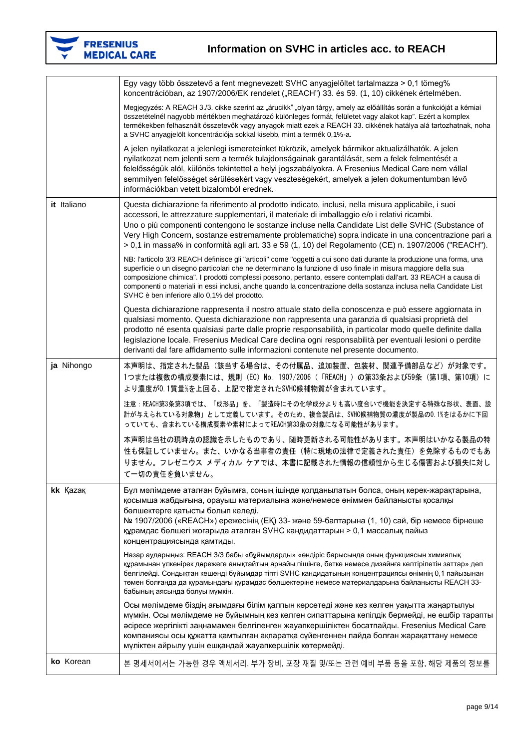| | |
|---|---|
| | Egy vagy több összetevő a fent megnevezett SVHC anyagjelöltet tartalmazza > 0,1 tömeg% koncentrációban, az 1907/2006/EK rendelet („REACH") 33. és 59. (1, 10) cikkének értelmében.<br><br>Megjegyzés: A REACH 3./3. cikke szerint az „árucikk" „olyan tárgy, amely az előállítás során a funkcióját a kémiai összetételnél nagyobb mértékben meghatározó különleges formát, felületet vagy alakot kap". Ezért a komplex termékekben felhasznált összetevők vagy anyagok miatt ezek a REACH 33. cikkének hatálya alá tartozhatnak, noha a SVHC anyagjelölt koncentrációja sokkal kisebb, mint a termék 0,1%-a.<br><br>A jelen nyilatkozat a jelenlegi ismereteinket tükrözik, amelyek bármikor aktualizálhatók. A jelen nyilatkozat nem jelenti sem a termék tulajdonságainak garantálását, sem a felek felmentését a felelősségük alól, különös tekintettel a helyi jogszabályokra. A Fresenius Medical Care nem vállal semmilyen felelősséget sérülésekért vagy veszteségekért, amelyek a jelen dokumentumban lévő információkban vetett bizalomból erednek. |
| **it** Italiano | Questa dichiarazione fa riferimento al prodotto indicato, inclusi, nella misura applicabile, i suoi accessori, le attrezzature supplementari, il materiale di imballaggio e/o i relativi ricambi.<br>Uno o più componenti contengono le sostanze incluse nella Candidate List delle SVHC (Substance of Very High Concern, sostanze estremamente problematiche) sopra indicate in una concentrazione pari a > 0,1 in massa% in conformità agli art. 33 e 59 (1, 10) del Regolamento (CE) n. 1907/2006 ("REACH").<br><br>NB: l'articolo 3/3 REACH definisce gli "articoli" come "oggetti a cui sono dati durante la produzione una forma, una superficie o un disegno particolari che ne determinano la funzione di uso finale in misura maggiore della sua composizione chimica". I prodotti complessi possono, pertanto, essere contemplati dall'art. 33 REACH a causa di componenti o materiali in essi inclusi, anche quando la concentrazione della sostanza inclusa nella Candidate List SVHC è ben inferiore allo 0,1% del prodotto.<br><br>Questa dichiarazione rappresenta il nostro attuale stato della conoscenza e può essere aggiornata in qualsiasi momento. Questa dichiarazione non rappresenta una garanzia di qualsiasi proprietà del prodotto né esenta qualsiasi parte dalle proprie responsabilità, in particolar modo quelle definite dalla legislazione locale. Fresenius Medical Care declina ogni responsabilità per eventuali lesioni o perdite derivanti dal fare affidamento sulle informazioni contenute nel presente documento. |
| **ja** Nihongo | 本声明は、指定された製品（該当する場合は、その付属品、追加装置、包装材、関連予備部品など）が対象です。1つまたは複数の構成要素には、規則（EC）No. 1907/2006（「REACH」）の第33条および59条（第1項、第10項）により濃度が0.1質量%を上回る、上記で指定されたSVHC候補物質が含まれています。<br><br>注意：REACH第3条第3項では、「成形品」を、「製造時にその化学成分よりも高い度合いで機能を決定する特殊な形状、表面、設計が与えられている対象物」として定義しています。そのため、複合製品は、SVHC候補物質の濃度が製品の0.1%をはるかに下回っていても、含まれている構成要素や素材によってREACH第33条の対象になる可能性があります。<br><br>本声明は当社の現時点の認識を示したものであり、随時更新される可能性があります。本声明はいかなる製品の特性も保証していません。また、いかなる当事者の責任（特に現地の法律で定義された責任）を免除するものでもありません。フレゼニウス メディカル ケアでは、本書に記載された情報の信頼性から生じる傷害および損失に対して一切の責任を負いません。 |
| **kk** Қазақ | Бұл мәлімдеме аталған бұйымға, соның ішінде қолданылатын болса, оның керек-жарақтарына, қосымша жабдығына, орауыш материалына және/немесе өніммен байланысты қосалқы бөлшектерге қатысты болып келеді.<br>№ 1907/2006 («REACH») ережесінің (ЕҚ) 33- және 59-баптарына (1, 10) сай, бір немесе бірнеше құрамдас бөлшегі жоғарыда аталған SVHC кандидаттарын > 0,1 массалық пайыз концентрациясында қамтиды.<br><br>Назар аударыңыз: REACH 3/3 бабы «бұйымдарды» «өндіріс барысында оның функциясын химиялық құрамынан үлкенірек дәрежеге анықтайтын арнайы пішінге, бетке немесе дизайнға келтірілетін заттар» деп белгілейді. Сондықтан кешенді бұйымдар тіпті SVHC кандидатының концентрациясы өнімнің 0,1 пайызынан төмен болғанда да құрамындағы құрамдас бөлшектеріне немесе материалдарына байланысты REACH 33-бабының аясында болуы мүмкін.<br><br>Осы мәлімдеме біздің ағымдағы білім қалпын көрсетеді және кез келген уақытта жаңартылуы мүмкін. Осы мәлімдеме не бұйымның кез келген сипаттарына кепілдік бермейді, не ешбір тарапты әсіресе жергілікті заңнамамен белгіленген жауапкершіліктен босатпайды. Fresenius Medical Care компаниясы осы құжатта қамтылған ақпаратқа сүйенгеннен пайда болған жарақаттану немесе мүліктен айрылу үшін ешқандай жауапкершілік көтермейді. |
| **ko** Korean | 본 명세서에서는 가능한 경우 액세서리, 부가 장비, 포장 재질 및/또는 관련 예비 부품 등을 포함, 해당 제품의 정보를 |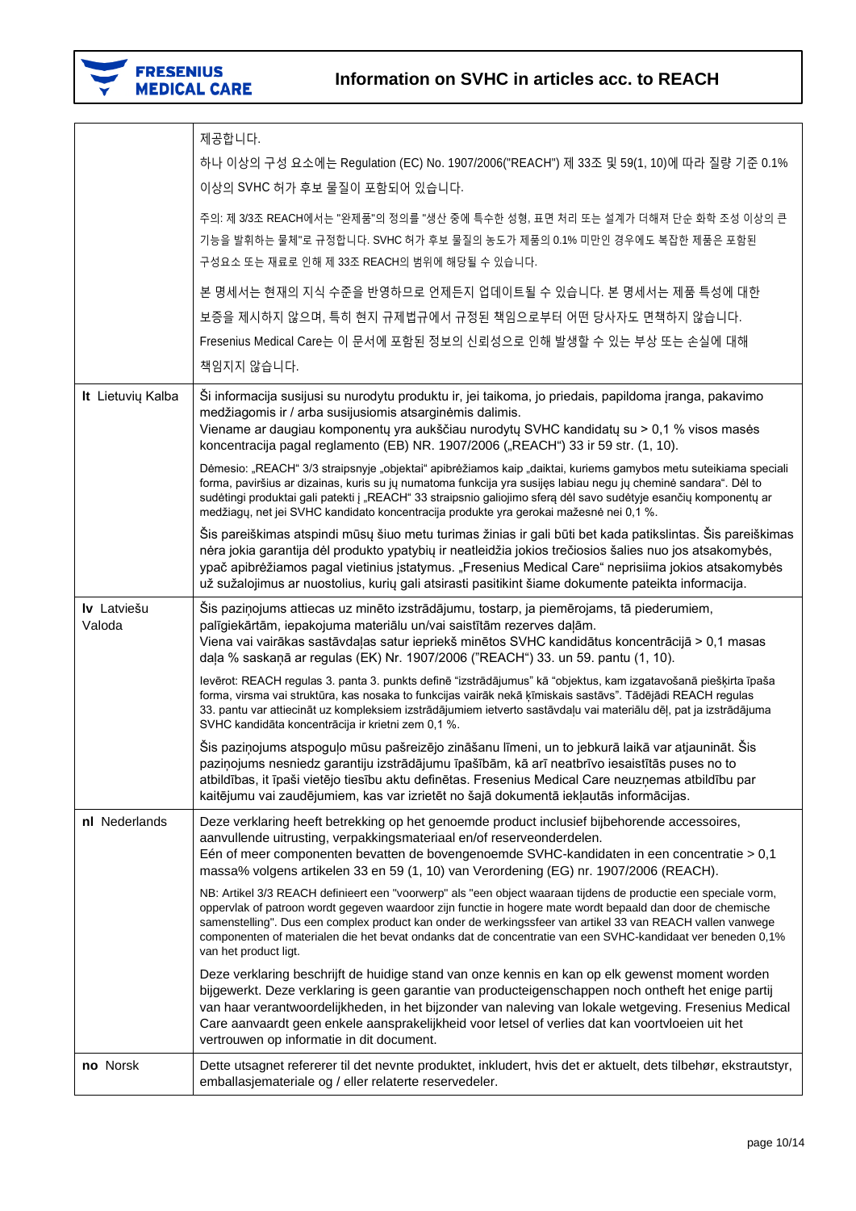| | |
|---|---|
| | 제공합니다.<br>하나 이상의 구성 요소에는 Regulation (EC) No. 1907/2006("REACH") 제 33조 및 59(1, 10)에 따라 질량 기준 0.1% 이상의 SVHC 허가 후보 물질이 포함되어 있습니다.<br><br>주의: 제 3/3조 REACH에서는 "완제품"의 정의를 "생산 중에 특수한 성형, 표면 처리 또는 설계가 더해져 단순 화학 조성 이상의 큰 기능을 발휘하는 물체"로 규정합니다. SVHC 허가 후보 물질의 농도가 제품의 0.1% 미만인 경우에도 복잡한 제품은 포함된 구성요소 또는 재료로 인해 제 33조 REACH의 범위에 해당될 수 있습니다.<br><br>본 명세서는 현재의 지식 수준을 반영하므로 언제든지 업데이트될 수 있습니다. 본 명세서는 제품 특성에 대한 보증을 제시하지 않으며, 특히 현지 규제법규에서 규정된 책임으로부터 어떤 당사자도 면책하지 않습니다. Fresenius Medical Care는 이 문서에 포함된 정보의 신뢰성으로 인해 발생할 수 있는 부상 또는 손실에 대해 책임지지 않습니다. |
| **lt** Lietuvių Kalba | Ši informacija susijusi su nurodytu produktu ir, jei taikoma, jo priedais, papildoma įranga, pakavimo medžiagomis ir / arba susijusiomis atsarginėmis dalimis.<br>Viename ar daugiau komponentų yra aukščiau nurodytų SVHC kandidatų su > 0,1 % visos masės koncentracija pagal reglamento (EB) NR. 1907/2006 („REACH“) 33 ir 59 str. (1, 10).<br><br>Dėmesio: „REACH“ 3/3 straipsnyje „objektai“ apibrėžiamos kaip „daiktai, kuriems gamybos metu suteikiama speciali forma, paviršius ar dizainas, kuris su jų numatoma funkcija yra susijęs labiau negu jų cheminė sandara“. Dėl to sudėtingi produktai gali patekti į „REACH“ 33 straipsnio galiojimo sferą dėl savo sudėtyje esančių komponentų ar medžiagų, net jei SVHC kandidato koncentracija produkte yra gerokai mažesnė nei 0,1 %.<br><br>Šis pareiškimas atspindi mūsų šiuo metu turimas žinias ir gali būti bet kada patikslintas. Šis pareiškimas nėra jokia garantija dėl produkto ypatybių ir neatleidžia jokios trečiosios šalies nuo jos atsakomybės, ypač apibrėžiamos pagal vietinius įstatymus. „Fresenius Medical Care“ neprisiima jokios atsakomybės už sužalojimus ar nuostolius, kurių gali atsirasti pasitikint šiame dokumente pateikta informacija. |
| **lv** Latviešu Valoda | Šis paziņojums attiecas uz minēto izstrādājumu, tostarp, ja piemērojams, tā piederumiem, palīgiekārtām, iepakojuma materiālu un/vai saistītām rezerves daļām.<br>Viena vai vairākas sastāvdaļas satur iepriekš minētos SVHC kandidātus koncentrācijā > 0,1 masas daļa % saskaņā ar regulas (EK) Nr. 1907/2006 ("REACH") 33. un 59. pantu (1, 10).<br><br>Ievērot: REACH regulas 3. panta 3. punkts definē "izstrādājumus" kā "objektus, kam izgatavošanā piešķirta īpaša forma, virsma vai struktūra, kas nosaka to funkcijas vairāk nekā ķīmiskais sastāvs". Tādējādi REACH regulas 33. pantu var attiecināt uz kompleksiem izstrādājumiem ietverto sastāvdaļu vai materiālu dēļ, pat ja izstrādājuma SVHC kandidāta koncentrācija ir krietni zem 0,1 %.<br><br>Šis paziņojums atspoguļo mūsu pašreizējo zināšanu līmeni, un to jebkurā laikā var atjaunināt. Šis paziņojums nesniedz garantiju izstrādājumu īpašībām, kā arī neatbrīvo iesaistītās puses no to atbildības, it īpaši vietējo tiesību aktu definētas. Fresenius Medical Care neuzņemas atbildību par kaitējumu vai zaudējumiem, kas var izrietēt no šajā dokumentā iekļautās informācijas. |
| **nl** Nederlands | Deze verklaring heeft betrekking op het genoemde product inclusief bijbehorende accessoires, aanvullende uitrusting, verpakkingsmateriaal en/of reserveonderdelen.<br>Eén of meer componenten bevatten de bovengenoemde SVHC-kandidaten in een concentratie > 0,1 massa% volgens artikelen 33 en 59 (1, 10) van Verordening (EG) nr. 1907/2006 (REACH).<br><br>NB: Artikel 3/3 REACH definieert een "voorwerp" als "een object waaraan tijdens de productie een speciale vorm, oppervlak of patroon wordt gegeven waardoor zijn functie in hogere mate wordt bepaald dan door de chemische samenstelling". Dus een complex product kan onder de werkingssfeer van artikel 33 van REACH vallen vanwege componenten of materialen die het bevat ondanks dat de concentratie van een SVHC-kandidaat ver beneden 0,1% van het product ligt.<br><br>Deze verklaring beschrijft de huidige stand van onze kennis en kan op elk gewenst moment worden bijgewerkt. Deze verklaring is geen garantie van producteigenschappen noch ontheft het enige partij van haar verantwoordelijkheden, in het bijzonder van naleving van lokale wetgeving. Fresenius Medical Care aanvaardt geen enkele aansprakelijkheid voor letsel of verlies dat kan voortvloeien uit het vertrouwen op informatie in dit document. |
| **no** Norsk | Dette utsagnet refererer til det nevnte produktet, inkludert, hvis det er aktuelt, dets tilbehør, ekstrautstyr, emballasjemateriale og / eller relaterte reservedeler. |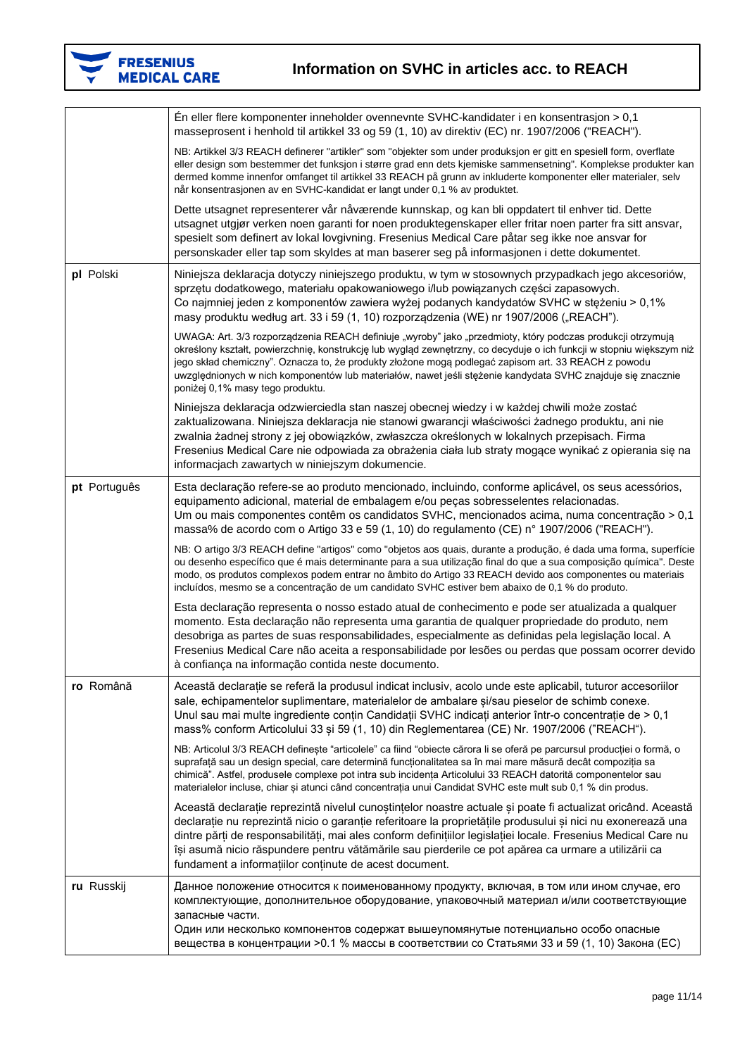# Information on SVHC in articles acc. to REACH

| | |
|---|---|
| | Én eller flere komponenter inneholder ovennevnte SVHC-kandidater i en konsentrasjon > 0,1 masseprosent i henhold til artikkel 33 og 59 (1, 10) av direktiv (EC) nr. 1907/2006 ("REACH").<br><br>NB: Artikkel 3/3 REACH definerer "artikler" som "objekter som under produksjon er gitt en spesiell form, overflate eller design som bestemmer det funksjon i større grad enn dets kjemiske sammensetning". Komplekse produkter kan dermed komme innenfor omfanget til artikkel 33 REACH på grunn av inkluderte komponenter eller materialer, selv når konsentrasjonen av en SVHC-kandidat er langt under 0,1 % av produktet.<br><br>Dette utsagnet representerer vår nåværende kunnskap, og kan bli oppdatert til enhver tid. Dette utsagnet utgjør verken noen garanti for noen produktegenskaper eller fritar noen parter fra sitt ansvar, spesielt som definert av lokal lovgivning. Fresenius Medical Care påtar seg ikke noe ansvar for personskader eller tap som skyldes at man baserer seg på informasjonen i dette dokumentet. |
| **pl** Polski | Niniejsza deklaracja dotyczy niniejszego produktu, w tym w stosownych przypadkach jego akcesoriów, sprzętu dodatkowego, materiału opakowaniowego i/lub powiązanych części zapasowych.<br>Co najmniej jeden z komponentów zawiera wyżej podanych kandydatów SVHC w stężeniu > 0,1% masy produktu według art. 33 i 59 (1, 10) rozporządzenia (WE) nr 1907/2006 („REACH").<br><br>UWAGA: Art. 3/3 rozporządzenia REACH definiuje „wyroby" jako „przedmioty, który podczas produkcji otrzymują określony kształt, powierzchnię, konstrukcję lub wygląd zewnętrzny, co decyduje o ich funkcji w stopniu większym niż jego skład chemiczny". Oznacza to, że produkty złożone mogą podlegać zapisom art. 33 REACH z powodu uwzględnionych w nich komponentów lub materiałów, nawet jeśli stężenie kandydata SVHC znajduje się znacznie poniżej 0,1% masy tego produktu.<br><br>Niniejsza deklaracja odzwierciedla stan naszej obecnej wiedzy i w każdej chwili może zostać zaktualizowana. Niniejsza deklaracja nie stanowi gwarancji właściwości żadnego produktu, ani nie zwalnia żadnej strony z jej obowiązków, zwłaszcza określonych w lokalnych przepisach. Firma Fresenius Medical Care nie odpowiada za obrażenia ciała lub straty mogące wynikać z opierania się na informacjach zawartych w niniejszym dokumencie. |
| **pt** Português | Esta declaração refere-se ao produto mencionado, incluindo, conforme aplicável, os seus acessórios, equipamento adicional, material de embalagem e/ou peças sobresselentes relacionadas.<br>Um ou mais componentes contêm os candidatos SVHC, mencionados acima, numa concentração > 0,1 massa% de acordo com o Artigo 33 e 59 (1, 10) do regulamento (CE) n° 1907/2006 ("REACH").<br><br>NB: O artigo 3/3 REACH define "artigos" como "objetos aos quais, durante a produção, é dada uma forma, superfície ou desenho específico que é mais determinante para a sua utilização final do que a sua composição química". Deste modo, os produtos complexos podem entrar no âmbito do Artigo 33 REACH devido aos componentes ou materiais incluídos, mesmo se a concentração de um candidato SVHC estiver bem abaixo de 0,1 % do produto.<br><br>Esta declaração representa o nosso estado atual de conhecimento e pode ser atualizada a qualquer momento. Esta declaração não representa uma garantia de qualquer propriedade do produto, nem desobriga as partes de suas responsabilidades, especialmente as definidas pela legislação local. A Fresenius Medical Care não aceita a responsabilidade por lesões ou perdas que possam ocorrer devido à confiança na informação contida neste documento. |
| **ro** Română | Această declarație se referă la produsul indicat inclusiv, acolo unde este aplicabil, tuturor accesoriilor sale, echipamentelor suplimentare, materialelor de ambalare și/sau pieselor de schimb conexe.<br>Unul sau mai multe ingrediente conțin Candidații SVHC indicați anterior într-o concentrație de > 0,1 mass% conform Articolului 33 și 59 (1, 10) din Reglementarea (CE) Nr. 1907/2006 ("REACH").<br><br>NB: Articolul 3/3 REACH definește "articolele" ca fiind "obiecte cărora li se oferă pe parcursul producției o formă, o suprafață sau un design special, care determină funcționalitatea sa în mai mare măsură decât compoziția sa chimică". Astfel, produsele complexe pot intra sub incidența Articolului 33 REACH datorită componentelor sau materialelor incluse, chiar și atunci când concentrația unui Candidat SVHC este mult sub 0,1 % din produs.<br><br>Această declarație reprezintă nivelul cunoștințelor noastre actuale și poate fi actualizat oricând. Această declarație nu reprezintă nicio o garanție referitoare la proprietățile produsului și nici nu exonerează una dintre părți de responsabilități, mai ales conform definițiilor legislației locale. Fresenius Medical Care nu își asumă nicio răspundere pentru vătămările sau pierderile ce pot apărea ca urmare a utilizării ca fundament a informațiilor conținute de acest document. |
| **ru** Russkij | Данное положение относится к поименованному продукту, включая, в том или ином случае, его комплектующие, дополнительное оборудование, упаковочный материал и/или соответствующие запасные части.<br>Один или несколько компонентов содержат вышеупомянутые потенциально особо опасные вещества в концентрации >0.1 % массы в соответствии со Статьями 33 и 59 (1, 10) Закона (ЕС) |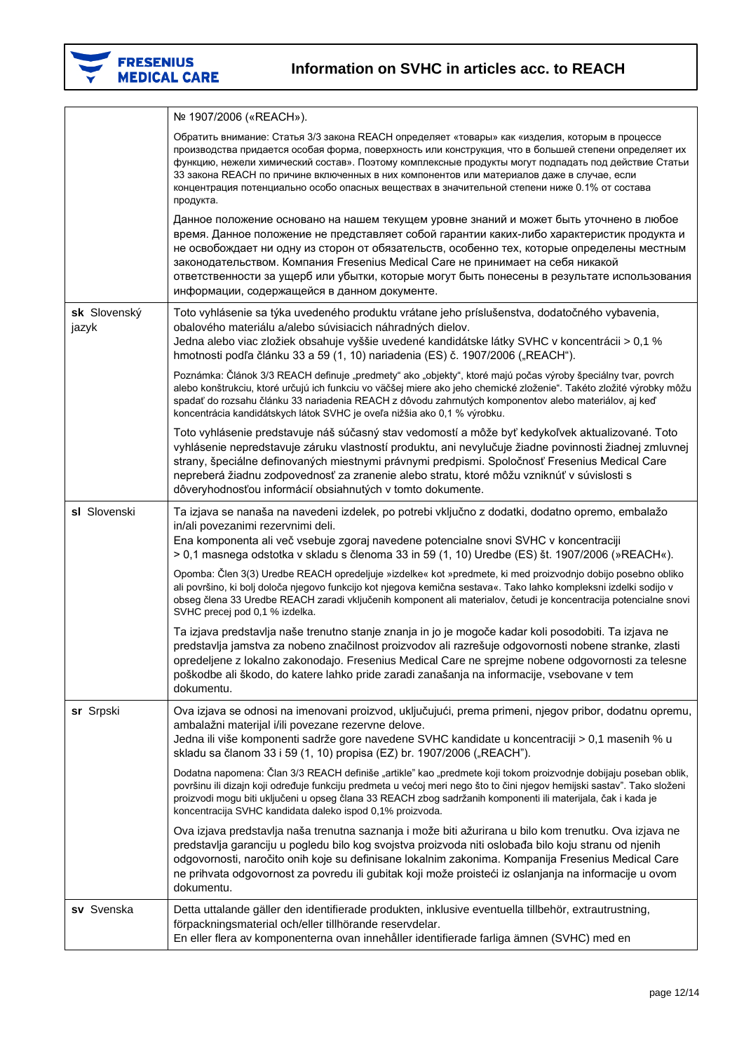| | |
|---|---|
| | № 1907/2006 («REACH»).<br><br>Обратить внимание: Статья 3/3 закона REACH определяет «товары» как «изделия, которым в процессе производства придается особая форма, поверхность или конструкция, что в большей степени определяет их функцию, нежели химический состав». Поэтому комплексные продукты могут подпадать под действие Статьи 33 закона REACH по причине включенных в них компонентов или материалов даже в случае, если концентрация потенциально особо опасных веществах в значительной степени ниже 0.1% от состава продукта.<br><br>Данное положение основано на нашем текущем уровне знаний и может быть уточнено в любое время. Данное положение не представляет собой гарантии каких-либо характеристик продукта и не освобождает ни одну из сторон от обязательств, особенно тех, которые определены местным законодательством. Компания Fresenius Medical Care не принимает на себя никакой ответственности за ущерб или убытки, которые могут быть понесены в результате использования информации, содержащейся в данном документе. |
| **sk** Slovenský jazyk | Toto vyhlásenie sa týka uvedeného produktu vrátane jeho príslušenstva, dodatočného vybavenia, obalového materiálu a/alebo súvisiacich náhradných dielov.<br>Jedna alebo viac zložiek obsahuje vyššie uvedené kandidátske látky SVHC v koncentrácii > 0,1 % hmotnosti podľa článku 33 a 59 (1, 10) nariadenia (ES) č. 1907/2006 („REACH").<br><br>Poznámka: Článok 3/3 REACH definuje „predmety" ako „objekty", ktoré majú počas výroby špeciálny tvar, povrch alebo konštrukciu, ktoré určujú ich funkciu vo väčšej miere ako jeho chemické zloženie". Takéto zložité výrobky môžu spadať do rozsahu článku 33 nariadenia REACH z dôvodu zahrnutých komponentov alebo materiálov, aj keď koncentrácia kandidátskych látok SVHC je oveľa nižšia ako 0,1 % výrobku.<br><br>Toto vyhlásenie predstavuje náš súčasný stav vedomostí a môže byť kedykoľvek aktualizované. Toto vyhlásenie nepredstavuje záruku vlastností produktu, ani nevylučuje žiadne povinnosti žiadnej zmluvnej strany, špeciálne definovaných miestnymi právnymi predpismi. Spoločnosť Fresenius Medical Care nepreberá žiadnu zodpovednosť za zranenie alebo stratu, ktoré môžu vzniknúť v súvislosti s dôveryhodnosťou informácií obsiahnutých v tomto dokumente. |
| **sl** Slovenski | Ta izjava se nanaša na navedeni izdelek, po potrebi vključno z dodatki, dodatno opremo, embalažo in/ali povezanimi rezervnimi deli.<br>Ena komponenta ali več vsebuje zgoraj navedene potencialne snovi SVHC v koncentraciji > 0,1 masnega odstotka v skladu s členoma 33 in 59 (1, 10) Uredbe (ES) št. 1907/2006 (»REACH«).<br><br>Opomba: Člen 3(3) Uredbe REACH opredeljuje »izdelke« kot »predmete, ki med proizvodnjo dobijo posebno obliko ali površino, ki bolj določa njegovo funkcijo kot njegova kemična sestava«. Tako lahko kompleksni izdelki sodijo v obseg člena 33 Uredbe REACH zaradi vključenih komponent ali materialov, četudi je koncentracija potencialne snovi SVHC precej pod 0,1 % izdelka.<br><br>Ta izjava predstavlja naše trenutno stanje znanja in jo je mogoče kadar koli posodobiti. Ta izjava ne predstavlja jamstva za nobeno značilnost proizvodov ali razrešuje odgovornosti nobene stranke, zlasti opredeljene z lokalno zakonodajo. Fresenius Medical Care ne sprejme nobene odgovornosti za telesne poškodbe ali škodo, do katere lahko pride zaradi zanašanja na informacije, vsebovane v tem dokumentu. |
| **sr** Srpski | Ova izjava se odnosi na imenovani proizvod, uključujući, prema primeni, njegov pribor, dodatnu opremu, ambalažni materijal i/ili povezane rezervne delove.<br>Jedna ili više komponenti sadrže gore navedene SVHC kandidate u koncentraciji > 0,1 masenih % u skladu sa članom 33 i 59 (1, 10) propisa (EZ) br. 1907/2006 („REACH").<br><br>Dodatna napomena: Član 3/3 REACH definiše „artikle" kao „predmete koji tokom proizvodnje dobijaju poseban oblik, površinu ili dizajn koji određuje funkciju predmeta u većoj meri nego što to čini njegov hemijski sastav". Tako složeni proizvodi mogu biti uključeni u opseg člana 33 REACH zbog sadržanih komponenti ili materijala, čak i kada je koncentracija SVHC kandidata daleko ispod 0,1% proizvoda.<br><br>Ova izjava predstavlja naša trenutna saznanja i može biti ažurirana u bilo kom trenutku. Ova izjava ne predstavlja garanciju u pogledu bilo kog svojstva proizvoda niti oslobađa bilo koju stranu od njenih odgovornosti, naročito onih koje su definisane lokalnim zakonima. Kompanija Fresenius Medical Care ne prihvata odgovornost za povredu ili gubitak koji može proisteći iz oslanjanja na informacije u ovom dokumentu. |
| **sv** Svenska | Detta uttalande gäller den identifierade produkten, inklusive eventuella tillbehör, extrautrustning, förpackningsmaterial och/eller tillhörande reservdelar.<br>En eller flera av komponenterna ovan innehåller identifierade farliga ämnen (SVHC) med en |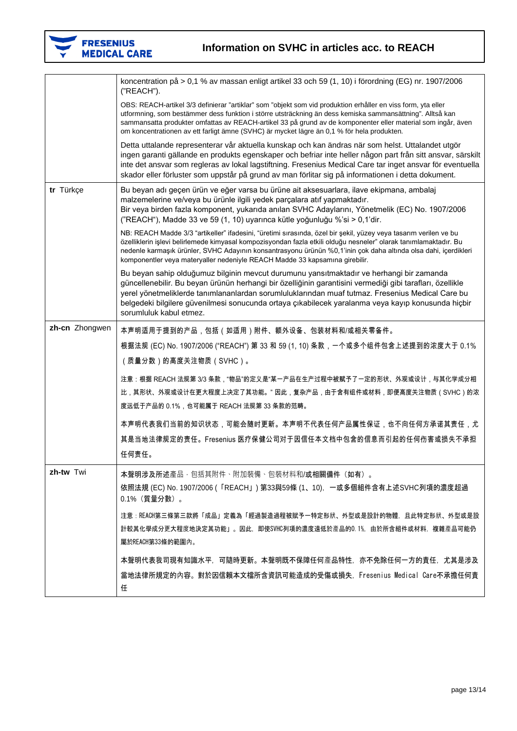| | |
|---|---|
| | koncentration på > 0,1 % av massan enligt artikel 33 och 59 (1, 10) i förordning (EG) nr. 1907/2006 ("REACH").<br><br>OBS: REACH-artikel 3/3 definierar "artiklar" som "objekt som vid produktion erhåller en viss form, yta eller utformning, som bestämmer dess funktion i större utsträckning än dess kemiska sammansättning". Alltså kan sammansatta produkter omfattas av REACH-artikel 33 på grund av de komponenter eller material som ingår, även om koncentrationen av ett farligt ämne (SVHC) är mycket lägre än 0,1 % för hela produkten.<br><br>Detta uttalande representerar vår aktuella kunskap och kan ändras när som helst. Uttalandet utgör ingen garanti gällande en produkts egenskaper och befriar inte heller någon part från sitt ansvar, särskilt inte det ansvar som regleras av lokal lagstiftning. Fresenius Medical Care tar inget ansvar för eventuella skador eller förluster som uppstår på grund av man förlitar sig på informationen i detta dokument. |
| **tr** Türkçe | Bu beyan adı geçen ürün ve eğer varsa bu ürüne ait aksesuarlara, ilave ekipmana, ambalaj malzemelerine ve/veya bu ürünle ilgili yedek parçalara atıf yapmaktadır.<br>Bir veya birden fazla komponent, yukarıda anılan SVHC Adaylarını, Yönetmelik (EC) No. 1907/2006 ("REACH"), Madde 33 ve 59 (1, 10) uyarınca kütle yoğunluğu %'si > 0,1'dir.<br><br>NB: REACH Madde 3/3 "artikeller" ifadesini, "üretimi sırasında, özel bir şekil, yüzey veya tasarım verilen ve bu özelliklerin işlevi belirlemede kimyasal kompozisyondan fazla etkili olduğu nesneler" olarak tanımlamaktadır. Bu nedenle karmaşık ürünler, SVHC Adayının konsantrasyonu ürünün %0,1'inin çok daha altında olsa dahi, içerdikleri komponentler veya materyaller nedeniyle REACH Madde 33 kapsamına girebilir.<br><br>Bu beyan sahip olduğumuz bilginin mevcut durumunu yansıtmaktadır ve herhangi bir zamanda güncellenebilir. Bu beyan ürünün herhangi bir özelliğinin garantisini vermediği gibi tarafları, özellikle yerel yönetmeliklerde tanımlananlardan sorumluluklarından muaf tutmaz. Fresenius Medical Care bu belgedeki bilgilere güvenilmesi sonucunda ortaya çıkabilecek yaralanma veya kayıp konusunda hiçbir sorumluluk kabul etmez. |
| **zh-cn** Zhongwen | 本声明适用于提到的产品，包括（如适用）附件、额外设备、包装材料和/或相关零备件。<br>根据法规 (EC) No. 1907/2006 ("REACH") 第 33 和 59 (1, 10) 条款，一个或多个组件包含上述提到的浓度大于 0.1%（质量分数）的高度关注物质（SVHC）。<br><br>注意：根据 REACH 法规第 3/3 条款，"物品"的定义是"某一产品在生产过程中被赋予了一定的形状、外观或设计，与其化学成分相比，其形状、外观或设计在更大程度上决定了其功能。" 因此，复杂产品，由于含有组件或材料，即便高度关注物质（SVHC）的浓度远低于产品的 0.1%，也可能属于 REACH 法规第 33 条款的范畴。<br><br>本声明代表我们当前的知识状态，可能会随时更新。本声明不代表任何产品属性保证，也不向任何方承诺其责任，尤其是当地法律规定的责任。Fresenius 医疗保健公司对于因信任本文档中包含的信息而引起的任何伤害或损失不承担任何责任。 |
| **zh-tw** Twi | 本聲明涉及所述產品，包括其附件、附加裝備、包裝材料和/或相關備件（如有）。<br>依照法規 (EC) No. 1907/2006（「REACH」）第33與59條 (1、10)，一或多個組件含有上述SVHC列項的濃度超過0.1%（質量分數）。<br><br>注意：REACH第三條第三款將「成品」定義為「經過製造過程被賦予一特定形狀、外型或是設計的物體，且此特定形狀、外型或是設計較其化學成分更大程度地決定其功能」。因此，即使SVHC列項的濃度遠低於產品的0.1%，由於所含組件或材料，複雜產品可能仍屬於REACH第33條的範圍內。<br><br>本聲明代表我司現有知識水平，可隨時更新。本聲明既不保障任何產品特性，亦不免除任何一方的責任，尤其是涉及當地法律所規定的內容。對於因信賴本文檔所含資訊可能造成的受傷或損失，Fresenius Medical Care不承擔任何責任 |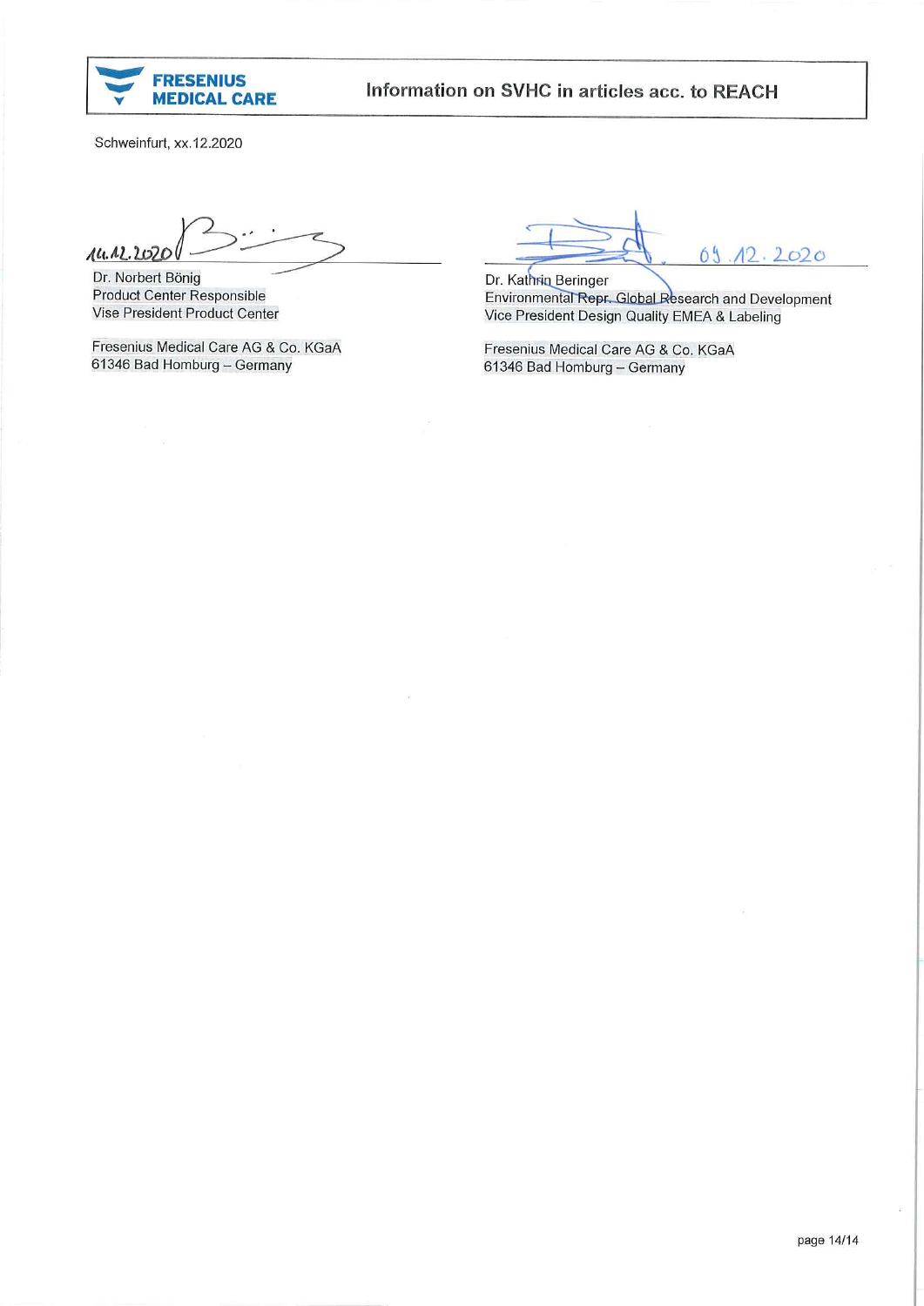Schweinfurt, xx.12.2020

14.12.2020

Dr. Norbert Bönig
Product Center Responsible
Vise President Product Center

Fresenius Medical Care AG & Co. KGaA
61346 Bad Homburg – Germany

09.12.2020

Dr. Kathrin Beringer
Environmental Repr. Global Research and Development
Vice President Design Quality EMEA & Labeling

Fresenius Medical Care AG & Co. KGaA
61346 Bad Homburg – Germany